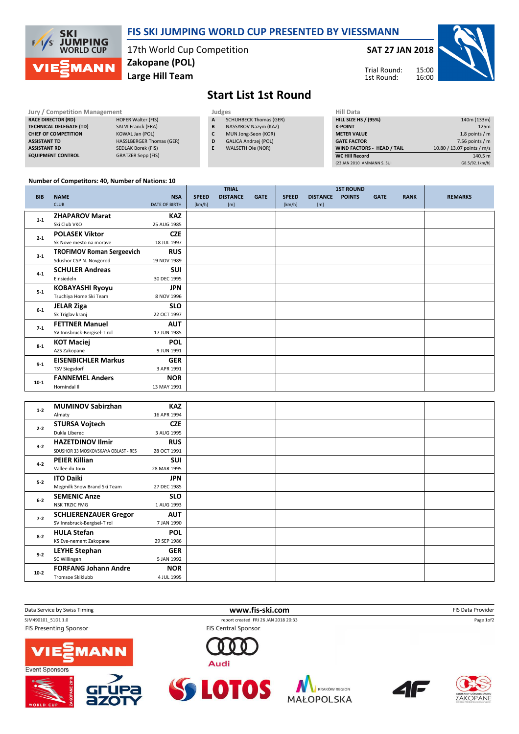# FIS SKI JUMPING WORLD CUP PRESENTED BY VIESSMANN

17th World Cup Competition
**Zakopane (POL)**
**Large Hill Team**

**SAT 27 JAN 2018**

Trial Round: 15:00
1st Round: 16:00

## Start List 1st Round

| Jury / Competition Management | |
|---|---|
| **RACE DIRECTOR (RD)** | HOFER Walter (FIS) |
| **TECHNICAL DELEGATE (TD)** | SALVI Franck (FRA) |
| **CHIEF OF COMPETITION** | KOWAL Jan (POL) |
| **ASSISTANT TD** | HASSLBERGER Thomas (GER) |
| **ASSISTANT RD** | SEDLAK Borek (FIS) |
| **EQUIPMENT CONTROL** | GRATZER Sepp (FIS) |

| Judges | |
|---|---|
| **A** | SCHUHBECK Thomas (GER) |
| **B** | NASSYROV Nazym (KAZ) |
| **C** | MUN Jong-Seon (KOR) |
| **D** | GALICA Andrzej (POL) |
| **E** | WALSETH Ole (NOR) |

| Hill Data | |
|---|---|
| **HILL SIZE HS / (95%)** | 140m (133m) |
| **K-POINT** | 125m |
| **METER VALUE** | 1.8 points / m |
| **GATE FACTOR** | 7.56 points / m |
| **WIND FACTORS - HEAD / TAIL** | 10.80 / 13.07 points / m/s |
| **WC Hill Record** | 140.5 m |
| (23 JAN 2010 AMMANN S. SUI | G8.5/92.1km/h) |

**Number of Competitors: 40, Number of Nations: 10**

| BIB | NAME<br>CLUB | NSA<br>DATE OF BIRTH | TRIAL SPEED [km/h] | TRIAL DISTANCE [m] | TRIAL GATE | 1ST ROUND SPEED [km/h] | 1ST ROUND DISTANCE [m] | 1ST ROUND POINTS | 1ST ROUND GATE | 1ST ROUND RANK | REMARKS |
|---|---|---|---|---|---|---|---|---|---|---|---|
| 1-1 | **ZHAPAROV Marat**<br>Ski Club VKO | **KAZ**<br>25 AUG 1985 | | | | | | | | | |
| 2-1 | **POLASEK Viktor**<br>Sk Nove mesto na morave | **CZE**<br>18 JUL 1997 | | | | | | | | | |
| 3-1 | **TROFIMOV Roman Sergeevich**<br>Sdushor CSP N. Novgorod | **RUS**<br>19 NOV 1989 | | | | | | | | | |
| 4-1 | **SCHULER Andreas**<br>Einsiedeln | **SUI**<br>30 DEC 1995 | | | | | | | | | |
| 5-1 | **KOBAYASHI Ryoyu**<br>Tsuchiya Home Ski Team | **JPN**<br>8 NOV 1996 | | | | | | | | | |
| 6-1 | **JELAR Ziga**<br>Sk Triglav kranj | **SLO**<br>22 OCT 1997 | | | | | | | | | |
| 7-1 | **FETTNER Manuel**<br>SV Innsbruck-Bergisel-Tirol | **AUT**<br>17 JUN 1985 | | | | | | | | | |
| 8-1 | **KOT Maciej**<br>AZS Zakopane | **POL**<br>9 JUN 1991 | | | | | | | | | |
| 9-1 | **EISENBICHLER Markus**<br>TSV Siegsdorf | **GER**<br>3 APR 1991 | | | | | | | | | |
| 10-1 | **FANNEMEL Anders**<br>Hornindal Il | **NOR**<br>13 MAY 1991 | | | | | | | | | |
| 1-2 | **MUMINOV Sabirzhan**<br>Almaty | **KAZ**<br>16 APR 1994 | | | | | | | | | |
| 2-2 | **STURSA Vojtech**<br>Dukla Liberec | **CZE**<br>3 AUG 1995 | | | | | | | | | |
| 3-2 | **HAZETDINOV Ilmir**<br>SDUSHOR 33 MOSKOVSKAYA OBLAST - RES | **RUS**<br>28 OCT 1991 | | | | | | | | | |
| 4-2 | **PEIER Killian**<br>Vallee du Joux | **SUI**<br>28 MAR 1995 | | | | | | | | | |
| 5-2 | **ITO Daiki**<br>Megmilk Snow Brand Ski Team | **JPN**<br>27 DEC 1985 | | | | | | | | | |
| 6-2 | **SEMENIC Anze**<br>NSK TRZIC FMG | **SLO**<br>1 AUG 1993 | | | | | | | | | |
| 7-2 | **SCHLIERENZAUER Gregor**<br>SV Innsbruck-Bergisel-Tirol | **AUT**<br>7 JAN 1990 | | | | | | | | | |
| 8-2 | **HULA Stefan**<br>KS Eve-nement Zakopane | **POL**<br>29 SEP 1986 | | | | | | | | | |
| 9-2 | **LEYHE Stephan**<br>SC Willingen | **GER**<br>5 JAN 1992 | | | | | | | | | |
| 10-2 | **FORFANG Johann Andre**<br>Tromsoe Skiklubb | **NOR**<br>4 JUL 1995 | | | | | | | | | |

Data Service by Swiss Timing — www.fis-ski.com — FIS Data Provider

SJM490101_51D1 1.0 — report created FRI 26 JAN 2018 20:33

FIS Presenting Sponsor — FIS Central Sponsor — Event Sponsors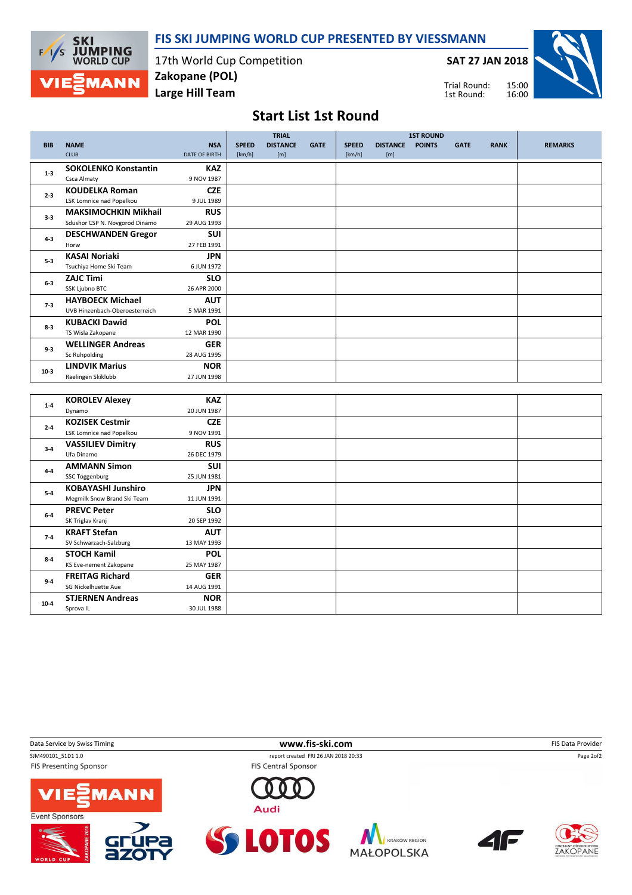# FIS SKI JUMPING WORLD CUP PRESENTED BY VIESSMANN

17th World Cup Competition
**Zakopane (POL)**
**Large Hill Team**

**SAT 27 JAN 2018**

Trial Round: 15:00
1st Round: 16:00

## Start List 1st Round

| BIB | NAME / CLUB | NSA / DATE OF BIRTH | TRIAL SPEED [km/h] | TRIAL DISTANCE [m] | TRIAL GATE | 1ST ROUND SPEED [km/h] | 1ST ROUND DISTANCE [m] | 1ST ROUND POINTS | 1ST ROUND GATE | 1ST ROUND RANK | REMARKS |
|---|---|---|---|---|---|---|---|---|---|---|---|
| 1-3 | **SOKOLENKO Konstantin** Csca Almaty | **KAZ** 9 NOV 1987 | | | | | | | | | |
| 2-3 | **KOUDELKA Roman** LSK Lomnice nad Popelkou | **CZE** 9 JUL 1989 | | | | | | | | | |
| 3-3 | **MAKSIMOCHKIN Mikhail** Sdushor CSP N. Novgorod Dinamo | **RUS** 29 AUG 1993 | | | | | | | | | |
| 4-3 | **DESCHWANDEN Gregor** Horw | **SUI** 27 FEB 1991 | | | | | | | | | |
| 5-3 | **KASAI Noriaki** Tsuchiya Home Ski Team | **JPN** 6 JUN 1972 | | | | | | | | | |
| 6-3 | **ZAJC Timi** SSK Ljubno BTC | **SLO** 26 APR 2000 | | | | | | | | | |
| 7-3 | **HAYBOECK Michael** UVB Hinzenbach-Oberoesterreich | **AUT** 5 MAR 1991 | | | | | | | | | |
| 8-3 | **KUBACKI Dawid** TS Wisla Zakopane | **POL** 12 MAR 1990 | | | | | | | | | |
| 9-3 | **WELLINGER Andreas** Sc Ruhpolding | **GER** 28 AUG 1995 | | | | | | | | | |
| 10-3 | **LINDVIK Marius** Raelingen Skiklubb | **NOR** 27 JUN 1998 | | | | | | | | | |
| 1-4 | **KOROLEV Alexey** Dynamo | **KAZ** 20 JUN 1987 | | | | | | | | | |
| 2-4 | **KOZISEK Cestmir** LSK Lomnice nad Popelkou | **CZE** 9 NOV 1991 | | | | | | | | | |
| 3-4 | **VASSILIEV Dimitry** Ufa Dinamo | **RUS** 26 DEC 1979 | | | | | | | | | |
| 4-4 | **AMMANN Simon** SSC Toggenburg | **SUI** 25 JUN 1981 | | | | | | | | | |
| 5-4 | **KOBAYASHI Junshiro** Megmilk Snow Brand Ski Team | **JPN** 11 JUN 1991 | | | | | | | | | |
| 6-4 | **PREVC Peter** SK Triglav Kranj | **SLO** 20 SEP 1992 | | | | | | | | | |
| 7-4 | **KRAFT Stefan** SV Schwarzach-Salzburg | **AUT** 13 MAY 1993 | | | | | | | | | |
| 8-4 | **STOCH Kamil** KS Eve-nement Zakopane | **POL** 25 MAY 1987 | | | | | | | | | |
| 9-4 | **FREITAG Richard** SG Nickelhuette Aue | **GER** 14 AUG 1991 | | | | | | | | | |
| 10-4 | **STJERNEN Andreas** Sprova IL | **NOR** 30 JUL 1988 | | | | | | | | | |

Data Service by Swiss Timing
www.fis-ski.com
FIS Data Provider

SJM490101_51D1 1.0
report created FRI 26 JAN 2018 20:33

FIS Presenting Sponsor
FIS Central Sponsor
Event Sponsors